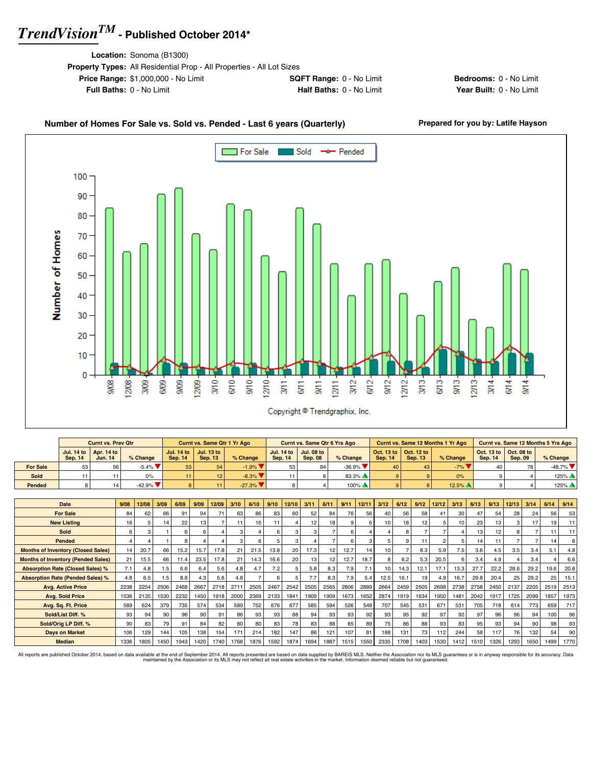# TrendVision™ - Published October 2014*

**Location:** Sonoma (B1300)
**Property Types:** All Residential Prop - All Properties - All Lot Sizes
**Price Range:** $1,000,000 - No Limit
**SQFT Range:** 0 - No Limit
**Bedrooms:** 0 - No Limit
**Full Baths:** 0 - No Limit
**Half Baths:** 0 - No Limit
**Year Built:** 0 - No Limit

## Number of Homes For Sale vs. Sold vs. Pended - Last 6 years (Quarterly)

**Prepared for you by: Latife Hayson**

Copyright © Trendgraphix, Inc.

| | Curnt vs. Prev Qtr | | | Curnt vs. Same Qtr 1 Yr Ago | | | Curnt vs. Same Qtr 6 Yrs Ago | | | Curnt vs. Same 12 Months 1 Yr Ago | | | Curnt vs. Same 12 Months 5 Yrs Ago | | |
|---|---|---|---|---|---|---|---|---|---|---|---|---|---|---|---|
| | Jul. 14 to Sep. 14 | Apr. 14 to Jun. 14 | % Change | Jul. 14 to Sep. 14 | Jul. 13 to Sep. 13 | % Change | Jul. 14 to Sep. 14 | Jul. 08 to Sep. 08 | % Change | Oct. 13 to Sep. 14 | Oct. 12 to Sep. 13 | % Change | Oct. 13 to Sep. 14 | Oct. 08 to Sep. 09 | % Change |
| For Sale | 53 | 56 | -5.4% ▼ | 53 | 54 | -1.9% ▼ | 53 | 84 | -36.9% ▼ | 40 | 43 | -7% ▼ | 40 | 78 | -48.7% ▼ |
| Sold | 11 | 11 | 0% | 11 | 12 | -8.3% ▼ | 11 | 6 | 83.3% ▲ | 9 | 9 | 0% | 9 | 4 | 125% ▲ |
| Pended | 8 | 14 | -42.9% ▼ | 8 | 11 | -27.3% ▼ | 8 | 4 | 100% ▲ | 9 | 8 | 12.5% ▲ | 9 | 4 | 125% ▲ |

| Date | 9/08 | 12/08 | 3/09 | 6/09 | 9/09 | 12/09 | 3/10 | 6/10 | 9/10 | 12/10 | 3/11 | 6/11 | 9/11 | 12/11 | 3/12 | 6/12 | 9/12 | 12/12 | 3/13 | 6/13 | 9/13 | 12/13 | 3/14 | 6/14 | 9/14 |
|---|---|---|---|---|---|---|---|---|---|---|---|---|---|---|---|---|---|---|---|---|---|---|---|---|---|
| For Sale | 84 | 62 | 66 | 91 | 94 | 71 | 63 | 86 | 83 | 60 | 52 | 84 | 76 | 56 | 40 | 56 | 58 | 41 | 30 | 47 | 54 | 28 | 24 | 56 | 53 |
| New Listing | 16 | 5 | 14 | 22 | 13 | 7 | 11 | 16 | 11 | 4 | 12 | 18 | 9 | 6 | 10 | 18 | 12 | 5 | 10 | 23 | 13 | 3 | 17 | 19 | 11 |
| Sold | 6 | 3 | 1 | 6 | 6 | 4 | 3 | 4 | 6 | 3 | 3 | 7 | 6 | 4 | 4 | 8 | 7 | 7 | 4 | 13 | 12 | 8 | 7 | 11 | 11 |
| Pended | 4 | 4 | 1 | 8 | 4 | 4 | 3 | 6 | 5 | 3 | 4 | 7 | 6 | 3 | 5 | 9 | 11 | 2 | 5 | 14 | 11 | 7 | 7 | 14 | 8 |
| Months of Inventory (Closed Sales) | 14 | 20.7 | 66 | 15.2 | 15.7 | 17.8 | 21 | 21.5 | 13.8 | 20 | 17.3 | 12 | 12.7 | 14 | 10 | 7 | 8.3 | 5.9 | 7.5 | 3.6 | 4.5 | 3.5 | 3.4 | 5.1 | 4.8 |
| Months of Inventory (Pended Sales) | 21 | 15.5 | 66 | 11.4 | 23.5 | 17.8 | 21 | 14.3 | 16.6 | 20 | 13 | 12 | 12.7 | 18.7 | 8 | 6.2 | 5.3 | 20.5 | 6 | 3.4 | 4.9 | 4 | 3.4 | 4 | 6.6 |
| Absorption Rate (Closed Sales) % | 7.1 | 4.8 | 1.5 | 6.6 | 6.4 | 5.6 | 4.8 | 4.7 | 7.2 | 5 | 5.8 | 8.3 | 7.9 | 7.1 | 10 | 14.3 | 12.1 | 17.1 | 13.3 | 27.7 | 22.2 | 28.6 | 29.2 | 19.6 | 20.8 |
| Absorption Rate (Pended Sales) % | 4.8 | 6.5 | 1.5 | 8.8 | 4.3 | 5.6 | 4.8 | 7 | 6 | 5 | 7.7 | 8.3 | 7.9 | 5.4 | 12.5 | 16.1 | 19 | 4.9 | 16.7 | 29.8 | 20.4 | 25 | 29.2 | 25 | 15.1 |
| Avg. Active Price | 2238 | 2254 | 2506 | 2468 | 2667 | 2718 | 2711 | 2505 | 2467 | 2542 | 2505 | 2565 | 2806 | 2889 | 2664 | 2459 | 2505 | 2698 | 2738 | 2758 | 2450 | 2137 | 2205 | 2519 | 2513 |
| Avg. Sold Price | 1536 | 2135 | 1530 | 2232 | 1450 | 1918 | 2000 | 2369 | 2133 | 1841 | 1909 | 1909 | 1673 | 1652 | 2874 | 1919 | 1634 | 1950 | 1481 | 2042 | 1917 | 1725 | 2099 | 1857 | 1973 |
| Avg. Sq. Ft. Price | 589 | 624 | 379 | 735 | 574 | 534 | 589 | 752 | 676 | 677 | 585 | 594 | 526 | 548 | 707 | 545 | 531 | 671 | 531 | 705 | 718 | 614 | 773 | 659 | 717 |
| Sold/List Diff. % | 93 | 94 | 90 | 96 | 90 | 91 | 86 | 93 | 93 | 88 | 94 | 93 | 93 | 92 | 93 | 95 | 92 | 97 | 92 | 97 | 96 | 96 | 94 | 100 | 96 |
| Sold/Orig LP Diff. % | 90 | 83 | 79 | 91 | 84 | 82 | 80 | 80 | 83 | 78 | 83 | 88 | 85 | 89 | 75 | 86 | 88 | 93 | 83 | 95 | 93 | 94 | 90 | 98 | 93 |
| Days on Market | 106 | 129 | 144 | 105 | 138 | 154 | 171 | 214 | 182 | 147 | 86 | 121 | 107 | 81 | 188 | 131 | 73 | 112 | 244 | 58 | 117 | 76 | 132 | 54 | 90 |
| Median | 1336 | 1805 | 1450 | 1943 | 1420 | 1740 | 1768 | 1876 | 1592 | 1874 | 1694 | 1887 | 1515 | 1550 | 2335 | 1708 | 1403 | 1530 | 1412 | 1510 | 1326 | 1293 | 1650 | 1499 | 1770 |

All reports are published October 2014, based on data available at the end of September 2014. All reports presented are based on data supplied by BAREIS MLS. Neither the Association nor its MLS guarantees or is in anyway responsible for its accuracy. Data maintained by the Association or its MLS may not reflect all real estate activities in the market. Information deemed reliable but not guaranteed.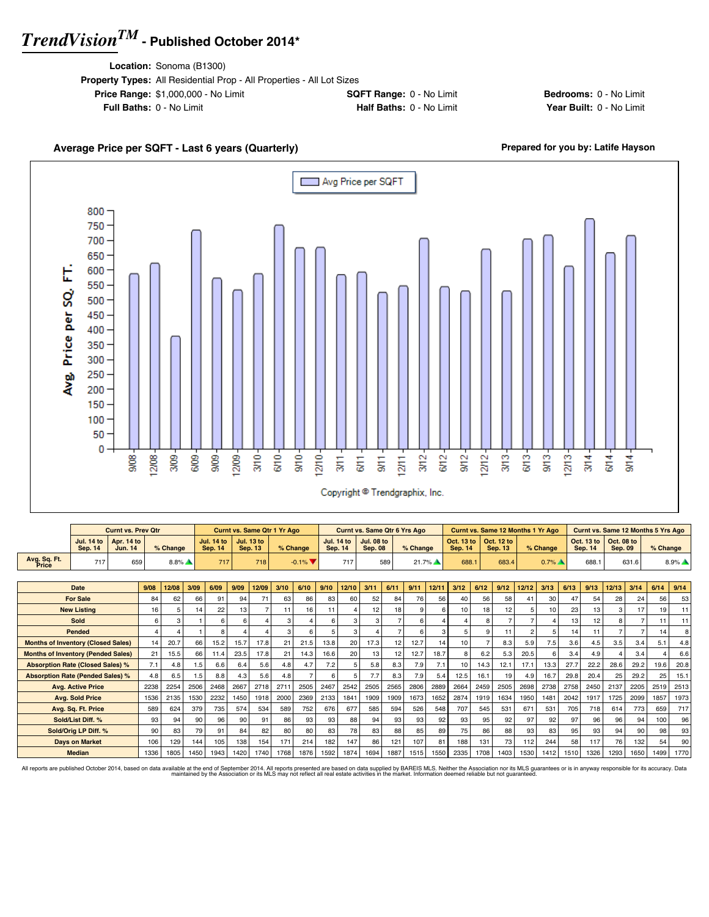# *TrendVision*™ - Published October 2014*

**Location:** Sonoma (B1300)
**Property Types:** All Residential Prop - All Properties - All Lot Sizes
**Price Range:** $1,000,000 - No Limit
**SQFT Range:** 0 - No Limit
**Bedrooms:** 0 - No Limit
**Full Baths:** 0 - No Limit
**Half Baths:** 0 - No Limit
**Year Built:** 0 - No Limit

## Average Price per SQFT - Last 6 years (Quarterly)

**Prepared for you by: Latife Hayson**

Avg Price per SQFT

Copyright © Trendgraphix, Inc.

| | Curnt vs. Prev Qtr | | | Curnt vs. Same Qtr 1 Yr Ago | | | Curnt vs. Same Qtr 6 Yrs Ago | | | Curnt vs. Same 12 Months 1 Yr Ago | | | Curnt vs. Same 12 Months 5 Yrs Ago | | |
|---|---|---|---|---|---|---|---|---|---|---|---|---|---|---|---|
| | Jul. 14 to Sep. 14 | Apr. 14 to Jun. 14 | % Change | Jul. 14 to Sep. 14 | Jul. 13 to Sep. 13 | % Change | Jul. 14 to Sep. 14 | Jul. 08 to Sep. 08 | % Change | Oct. 13 to Sep. 14 | Oct. 12 to Sep. 13 | % Change | Oct. 13 to Sep. 14 | Oct. 08 to Sep. 09 | % Change |
| Avg. Sq. Ft. Price | 717 | 659 | 8.8% ▲ | 717 | 718 | -0.1% ▼ | 717 | 589 | 21.7% ▲ | 688.1 | 683.4 | 0.7% ▲ | 688.1 | 631.6 | 8.9% ▲ |

| Date | 9/08 | 12/08 | 3/09 | 6/09 | 9/09 | 12/09 | 3/10 | 6/10 | 9/10 | 12/10 | 3/11 | 6/11 | 9/11 | 12/11 | 3/12 | 6/12 | 9/12 | 12/12 | 3/13 | 6/13 | 9/13 | 12/13 | 3/14 | 6/14 | 9/14 |
|---|---|---|---|---|---|---|---|---|---|---|---|---|---|---|---|---|---|---|---|---|---|---|---|---|---|
| For Sale | 84 | 62 | 66 | 91 | 94 | 71 | 63 | 86 | 83 | 60 | 52 | 84 | 76 | 56 | 40 | 56 | 58 | 41 | 30 | 47 | 54 | 28 | 24 | 56 | 53 |
| New Listing | 16 | 5 | 14 | 22 | 13 | 7 | 11 | 16 | 11 | 4 | 12 | 18 | 9 | 6 | 10 | 18 | 12 | 5 | 10 | 23 | 13 | 3 | 17 | 19 | 11 |
| Sold | 6 | 3 | 1 | 6 | 6 | 4 | 3 | 4 | 6 | 3 | 3 | 7 | 6 | 4 | 4 | 8 | 7 | 7 | 4 | 13 | 12 | 8 | 7 | 11 | 11 |
| Pended | 4 | 4 | 1 | 8 | 4 | 4 | 3 | 6 | 5 | 3 | 4 | 7 | 6 | 3 | 5 | 9 | 11 | 2 | 5 | 14 | 11 | 7 | 7 | 14 | 8 |
| Months of Inventory (Closed Sales) | 14 | 20.7 | 66 | 15.2 | 15.7 | 17.8 | 21 | 21.5 | 13.8 | 20 | 17.3 | 12 | 12.7 | 14 | 10 | 7 | 8.3 | 5.9 | 7.5 | 3.6 | 4.5 | 3.5 | 3.4 | 5.1 | 4.8 |
| Months of Inventory (Pended Sales) | 21 | 15.5 | 66 | 11.4 | 23.5 | 17.8 | 21 | 14.3 | 16.6 | 20 | 13 | 12 | 12.7 | 18.7 | 8 | 6.2 | 5.3 | 20.5 | 6 | 3.4 | 4.9 | 4 | 3.4 | 4 | 6.6 |
| Absorption Rate (Closed Sales) % | 7.1 | 4.8 | 1.5 | 6.6 | 6.4 | 5.6 | 4.8 | 4.7 | 7.2 | 5 | 5.8 | 8.3 | 7.9 | 7.1 | 10 | 14.3 | 12.1 | 17.1 | 13.3 | 27.7 | 22.2 | 28.6 | 29.2 | 19.6 | 20.8 |
| Absorption Rate (Pended Sales) % | 4.8 | 6.5 | 1.5 | 8.8 | 4.3 | 5.6 | 4.8 | 7 | 6 | 5 | 7.7 | 8.3 | 7.9 | 5.4 | 12.5 | 16.1 | 19 | 4.9 | 16.7 | 29.8 | 20.4 | 25 | 29.2 | 25 | 15.1 |
| Avg. Active Price | 2238 | 2254 | 2506 | 2468 | 2667 | 2718 | 2711 | 2505 | 2467 | 2542 | 2505 | 2565 | 2806 | 2889 | 2664 | 2459 | 2505 | 2698 | 2738 | 2758 | 2450 | 2137 | 2205 | 2519 | 2513 |
| Avg. Sold Price | 1536 | 2135 | 1530 | 2232 | 1450 | 1918 | 2000 | 2369 | 2133 | 1841 | 1909 | 1909 | 1673 | 1652 | 2874 | 1919 | 1634 | 1950 | 1481 | 2042 | 1917 | 1725 | 2099 | 1857 | 1973 |
| Avg. Sq. Ft. Price | 589 | 624 | 379 | 735 | 574 | 534 | 589 | 752 | 676 | 677 | 585 | 594 | 526 | 548 | 707 | 545 | 531 | 671 | 531 | 705 | 718 | 614 | 773 | 659 | 717 |
| Sold/List Diff. % | 93 | 94 | 90 | 96 | 90 | 91 | 86 | 93 | 93 | 88 | 94 | 93 | 93 | 92 | 93 | 95 | 92 | 97 | 92 | 97 | 96 | 96 | 94 | 100 | 96 |
| Sold/Orig LP Diff. % | 90 | 83 | 79 | 91 | 84 | 82 | 80 | 80 | 83 | 78 | 83 | 88 | 85 | 89 | 75 | 86 | 88 | 93 | 83 | 95 | 93 | 94 | 90 | 98 | 93 |
| Days on Market | 106 | 129 | 144 | 105 | 138 | 154 | 171 | 214 | 182 | 147 | 86 | 121 | 107 | 81 | 188 | 131 | 73 | 112 | 244 | 58 | 117 | 76 | 132 | 54 | 90 |
| Median | 1336 | 1805 | 1450 | 1943 | 1420 | 1740 | 1768 | 1876 | 1592 | 1874 | 1694 | 1887 | 1515 | 1550 | 2335 | 1708 | 1403 | 1530 | 1412 | 1510 | 1326 | 1293 | 1650 | 1499 | 1770 |

All reports are published October 2014, based on data available at the end of September 2014. All reports presented are based on data supplied by BAREIS MLS. Neither the Association nor its MLS guarantees or is in anyway responsible for its accuracy. Data maintained by the Association or its MLS may not reflect all real estate activities in the market. Information deemed reliable but not guaranteed.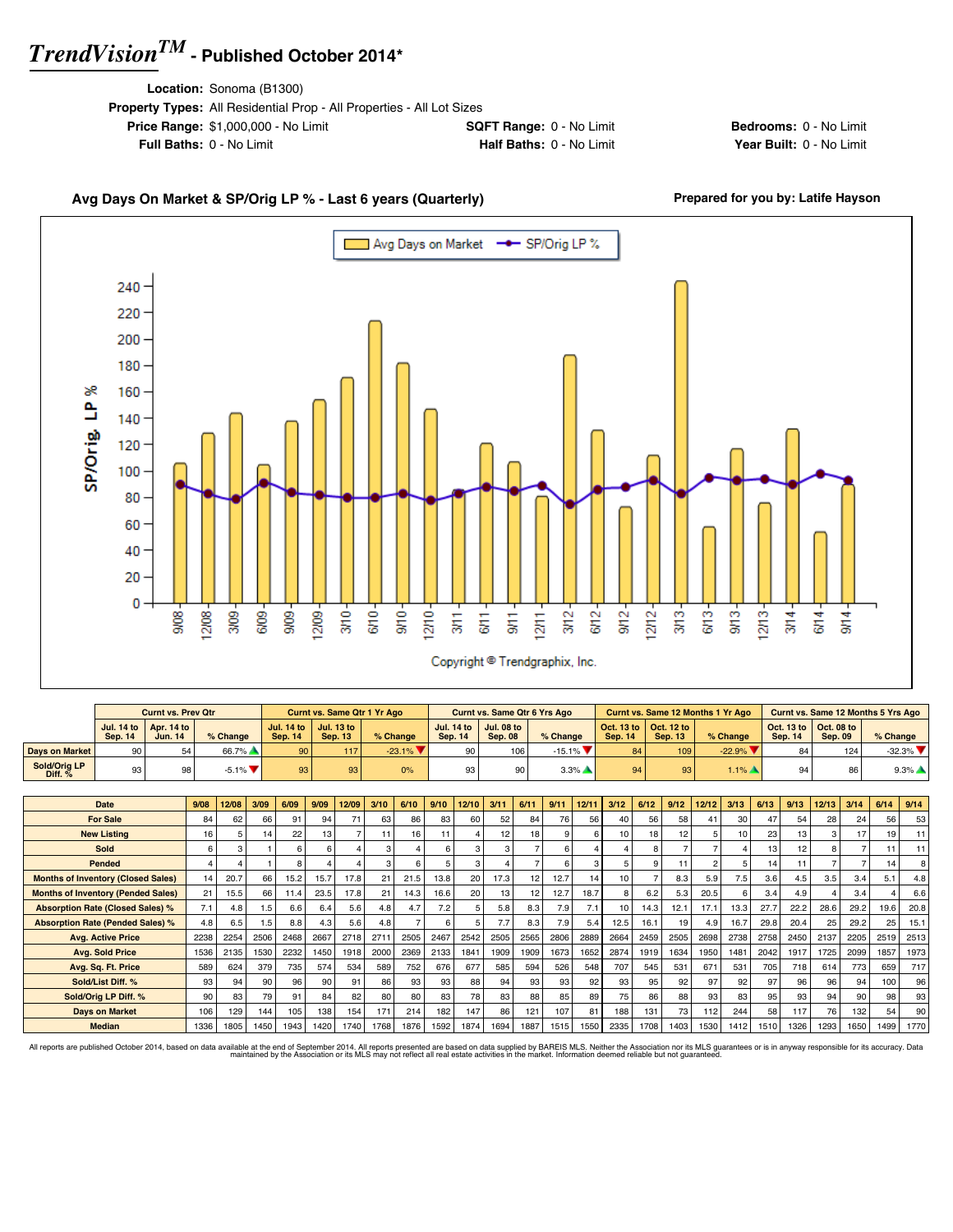# TrendVision™ - Published October 2014*

**Location:** Sonoma (B1300)
**Property Types:** All Residential Prop - All Properties - All Lot Sizes
**Price Range:** $1,000,000 - No Limit **SQFT Range:** 0 - No Limit **Bedrooms:** 0 - No Limit
**Full Baths:** 0 - No Limit **Half Baths:** 0 - No Limit **Year Built:** 0 - No Limit

## Avg Days On Market & SP/Orig LP % - Last 6 years (Quarterly)

**Prepared for you by: Latife Hayson**

Copyright © Trendgraphix, Inc.

| | Curnt vs. Prev Qtr | | | Curnt vs. Same Qtr 1 Yr Ago | | | Curnt vs. Same Qtr 6 Yrs Ago | | | Curnt vs. Same 12 Months 1 Yr Ago | | | Curnt vs. Same 12 Months 5 Yrs Ago | | |
|---|---|---|---|---|---|---|---|---|---|---|---|---|---|---|---|
| | Jul. 14 to Sep. 14 | Apr. 14 to Jun. 14 | % Change | Jul. 14 to Sep. 14 | Jul. 13 to Sep. 13 | % Change | Jul. 14 to Sep. 14 | Jul. 08 to Sep. 08 | % Change | Oct. 13 to Sep. 14 | Oct. 12 to Sep. 13 | % Change | Oct. 13 to Sep. 14 | Oct. 08 to Sep. 09 | % Change |
| Days on Market | 90 | 54 | 66.7% ▲ | 90 | 117 | -23.1% ▼ | 90 | 106 | -15.1% ▼ | 84 | 109 | -22.9% ▼ | 84 | 124 | -32.3% ▼ |
| Sold/Orig LP Diff. % | 93 | 98 | -5.1% ▼ | 93 | 93 | 0% | 93 | 90 | 3.3% ▲ | 94 | 93 | 1.1% ▲ | 94 | 86 | 9.3% ▲ |

| Date | 9/08 | 12/08 | 3/09 | 6/09 | 9/09 | 12/09 | 3/10 | 6/10 | 9/10 | 12/10 | 3/11 | 6/11 | 9/11 | 12/11 | 3/12 | 6/12 | 9/12 | 12/12 | 3/13 | 6/13 | 9/13 | 12/13 | 3/14 | 6/14 | 9/14 |
|---|---|---|---|---|---|---|---|---|---|---|---|---|---|---|---|---|---|---|---|---|---|---|---|---|---|
| For Sale | 84 | 62 | 66 | 91 | 94 | 71 | 63 | 86 | 83 | 60 | 52 | 84 | 76 | 56 | 40 | 56 | 58 | 41 | 30 | 47 | 54 | 28 | 24 | 56 | 53 |
| New Listing | 16 | 5 | 14 | 22 | 13 | 7 | 11 | 16 | 11 | 4 | 12 | 18 | 9 | 6 | 10 | 18 | 12 | 5 | 10 | 23 | 13 | 3 | 17 | 19 | 11 |
| Sold | 6 | 3 | 1 | 6 | 6 | 4 | 3 | 4 | 6 | 3 | 3 | 7 | 6 | 4 | 4 | 8 | 7 | 7 | 4 | 13 | 12 | 8 | 7 | 11 | 11 |
| Pended | 4 | 4 | 1 | 8 | 4 | 4 | 3 | 6 | 5 | 3 | 4 | 7 | 6 | 3 | 5 | 9 | 11 | 2 | 5 | 14 | 11 | 7 | 7 | 14 | 8 |
| Months of Inventory (Closed Sales) | 14 | 20.7 | 66 | 15.2 | 15.7 | 17.8 | 21 | 21.5 | 13.8 | 20 | 17.3 | 12 | 12.7 | 14 | 10 | 7 | 8.3 | 5.9 | 7.5 | 3.6 | 4.5 | 3.5 | 3.4 | 5.1 | 4.8 |
| Months of Inventory (Pended Sales) | 21 | 15.5 | 66 | 11.4 | 23.5 | 17.8 | 21 | 14.3 | 16.6 | 20 | 13 | 12 | 12.7 | 18.7 | 8 | 6.2 | 5.3 | 20.5 | 6 | 3.4 | 4.9 | 4 | 3.4 | 4 | 6.6 |
| Absorption Rate (Closed Sales) % | 7.1 | 4.8 | 1.5 | 6.6 | 6.4 | 5.6 | 4.8 | 4.7 | 7.2 | 5 | 5.8 | 8.3 | 7.9 | 7.1 | 10 | 14.3 | 12.1 | 17.1 | 13.3 | 27.7 | 22.2 | 28.6 | 29.2 | 19.6 | 20.8 |
| Absorption Rate (Pended Sales) % | 4.8 | 6.5 | 1.5 | 8.8 | 4.3 | 5.6 | 4.8 | 7 | 6 | 5 | 7.7 | 8.3 | 7.9 | 5.4 | 12.5 | 16.1 | 19 | 4.9 | 16.7 | 29.8 | 20.4 | 25 | 29.2 | 25 | 15.1 |
| Avg. Active Price | 2238 | 2254 | 2506 | 2468 | 2667 | 2718 | 2711 | 2505 | 2467 | 2542 | 2505 | 2565 | 2806 | 2889 | 2664 | 2459 | 2505 | 2698 | 2738 | 2758 | 2450 | 2137 | 2205 | 2519 | 2513 |
| Avg. Sold Price | 1536 | 2135 | 1530 | 2232 | 1450 | 1918 | 2000 | 2369 | 2133 | 1841 | 1909 | 1909 | 1673 | 1652 | 2874 | 1919 | 1634 | 1950 | 1481 | 2042 | 1917 | 1725 | 2099 | 1857 | 1973 |
| Avg. Sq. Ft. Price | 589 | 624 | 379 | 735 | 574 | 534 | 589 | 752 | 676 | 677 | 585 | 594 | 526 | 548 | 707 | 545 | 531 | 671 | 531 | 705 | 718 | 614 | 773 | 659 | 717 |
| Sold/List Diff. % | 93 | 94 | 90 | 96 | 90 | 91 | 86 | 93 | 93 | 88 | 94 | 93 | 93 | 92 | 93 | 95 | 92 | 97 | 92 | 97 | 96 | 96 | 94 | 100 | 96 |
| Sold/Orig LP Diff. % | 90 | 83 | 79 | 91 | 84 | 82 | 80 | 80 | 83 | 78 | 83 | 88 | 85 | 89 | 75 | 86 | 88 | 93 | 83 | 95 | 93 | 94 | 90 | 98 | 93 |
| Days on Market | 106 | 129 | 144 | 105 | 138 | 154 | 171 | 214 | 182 | 147 | 86 | 121 | 107 | 81 | 188 | 131 | 73 | 112 | 244 | 58 | 117 | 76 | 132 | 54 | 90 |
| Median | 1336 | 1805 | 1450 | 1943 | 1420 | 1740 | 1768 | 1876 | 1592 | 1874 | 1694 | 1887 | 1515 | 1550 | 2335 | 1708 | 1403 | 1530 | 1412 | 1510 | 1326 | 1293 | 1650 | 1499 | 1770 |

All reports are published October 2014, based on data available at the end of September 2014. All reports presented are based on data supplied by BAREIS MLS. Neither the Association nor its MLS guarantees or is in anyway responsible for its accuracy. Data maintained by the Association or its MLS may not reflect all real estate activities in the market. Information deemed reliable but not guaranteed.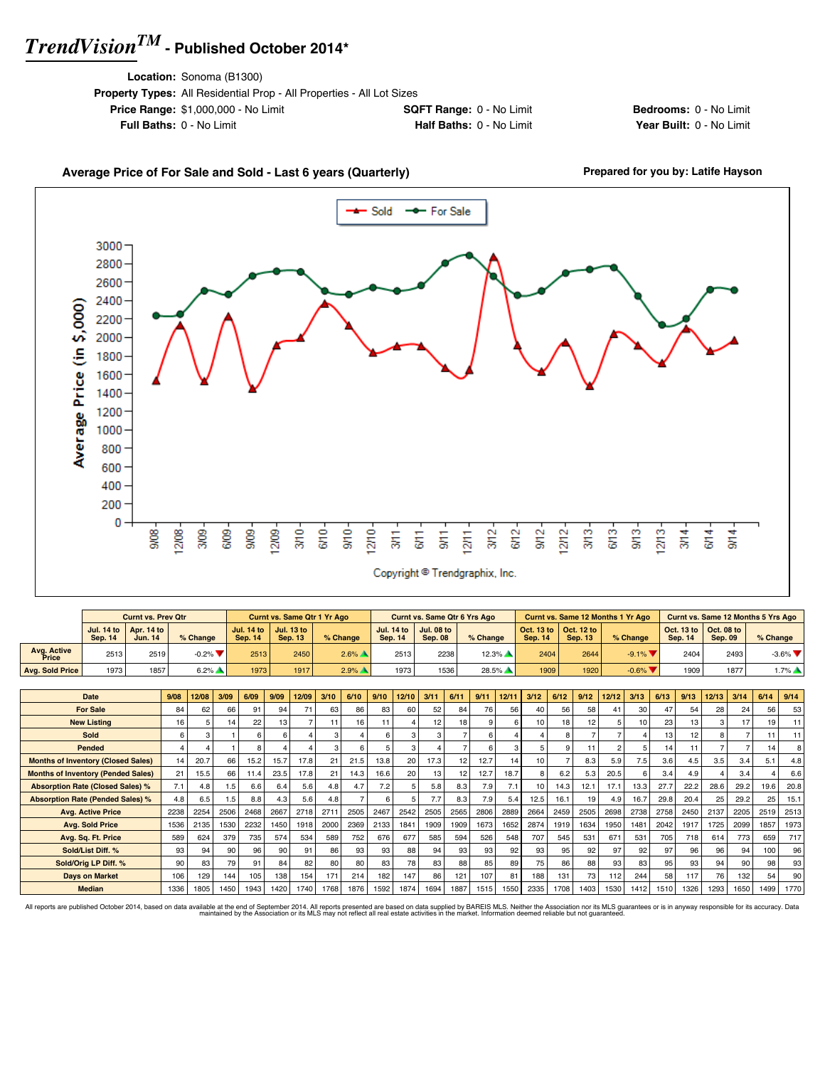# *TrendVision™* - Published October 2014*

**Location:** Sonoma (B1300)

**Property Types:** All Residential Prop - All Properties - All Lot Sizes

**Price Range:** $1,000,000 - No Limit  **SQFT Range:** 0 - No Limit  **Bedrooms:** 0 - No Limit

**Full Baths:** 0 - No Limit  **Half Baths:** 0 - No Limit  **Year Built:** 0 - No Limit

**Average Price of For Sale and Sold - Last 6 years (Quarterly)**  **Prepared for you by: Latife Hayson**

Copyright © Trendgraphix, Inc.

| | Curnt vs. Prev Qtr | | | Curnt vs. Same Qtr 1 Yr Ago | | | Curnt vs. Same Qtr 6 Yrs Ago | | | Curnt vs. Same 12 Months 1 Yr Ago | | | Curnt vs. Same 12 Months 5 Yrs Ago | | |
|---|---|---|---|---|---|---|---|---|---|---|---|---|---|---|---|
| | Jul. 14 to Sep. 14 | Apr. 14 to Jun. 14 | % Change | Jul. 14 to Sep. 14 | Jul. 13 to Sep. 13 | % Change | Jul. 14 to Sep. 14 | Jul. 08 to Sep. 08 | % Change | Oct. 13 to Sep. 14 | Oct. 12 to Sep. 13 | % Change | Oct. 13 to Sep. 14 | Oct. 08 to Sep. 09 | % Change |
| Avg. Active Price | 2513 | 2519 | -0.2% ▼ | 2513 | 2450 | 2.6% ▲ | 2513 | 2238 | 12.3% ▲ | 2404 | 2644 | -9.1% ▼ | 2404 | 2493 | -3.6% ▼ |
| Avg. Sold Price | 1973 | 1857 | 6.2% ▲ | 1973 | 1917 | 2.9% ▲ | 1973 | 1536 | 28.5% ▲ | 1909 | 1920 | -0.6% ▼ | 1909 | 1877 | 1.7% ▲ |

| Date | 9/08 | 12/08 | 3/09 | 6/09 | 9/09 | 12/09 | 3/10 | 6/10 | 9/10 | 12/10 | 3/11 | 6/11 | 9/11 | 12/11 | 3/12 | 6/12 | 9/12 | 12/12 | 3/13 | 6/13 | 9/13 | 12/13 | 3/14 | 6/14 | 9/14 |
|---|---|---|---|---|---|---|---|---|---|---|---|---|---|---|---|---|---|---|---|---|---|---|---|---|---|
| For Sale | 84 | 62 | 66 | 91 | 94 | 71 | 63 | 86 | 83 | 60 | 52 | 84 | 76 | 56 | 40 | 56 | 58 | 41 | 30 | 47 | 54 | 28 | 24 | 56 | 53 |
| New Listing | 16 | 5 | 14 | 22 | 13 | 7 | 11 | 16 | 11 | 4 | 12 | 18 | 9 | 6 | 10 | 18 | 12 | 5 | 10 | 23 | 13 | 3 | 17 | 19 | 11 |
| Sold | 6 | 3 | 1 | 6 | 6 | 4 | 3 | 4 | 6 | 3 | 3 | 7 | 6 | 4 | 4 | 8 | 7 | 7 | 4 | 13 | 12 | 8 | 7 | 11 | 11 |
| Pended | 4 | 4 | 1 | 8 | 4 | 4 | 3 | 6 | 5 | 3 | 4 | 7 | 6 | 3 | 5 | 9 | 11 | 2 | 5 | 14 | 11 | 7 | 7 | 14 | 8 |
| Months of Inventory (Closed Sales) | 14 | 20.7 | 66 | 15.2 | 15.7 | 17.8 | 21 | 21.5 | 13.8 | 20 | 17.3 | 12 | 12.7 | 14 | 10 | 7 | 8.3 | 5.9 | 7.5 | 3.6 | 4.5 | 3.5 | 3.4 | 5.1 | 4.8 |
| Months of Inventory (Pended Sales) | 21 | 15.5 | 66 | 11.4 | 23.5 | 17.8 | 21 | 14.3 | 16.6 | 20 | 13 | 12 | 12.7 | 18.7 | 8 | 6.2 | 5.3 | 20.5 | 6 | 3.4 | 4.9 | 4 | 3.4 | 4 | 6.6 |
| Absorption Rate (Closed Sales) % | 7.1 | 4.8 | 1.5 | 6.6 | 6.4 | 5.6 | 4.8 | 4.7 | 7.2 | 5 | 5.8 | 8.3 | 7.9 | 7.1 | 10 | 14.3 | 12.1 | 17.1 | 13.3 | 27.7 | 22.2 | 28.6 | 29.2 | 19.6 | 20.8 |
| Absorption Rate (Pended Sales) % | 4.8 | 6.5 | 1.5 | 8.8 | 4.3 | 5.6 | 4.8 | 7 | 6 | 5 | 7.7 | 8.3 | 7.9 | 5.4 | 12.5 | 16.1 | 19 | 4.9 | 16.7 | 29.8 | 20.4 | 25 | 29.2 | 25 | 15.1 |
| Avg. Active Price | 2238 | 2254 | 2506 | 2468 | 2667 | 2718 | 2711 | 2505 | 2467 | 2542 | 2505 | 2565 | 2806 | 2889 | 2664 | 2459 | 2505 | 2698 | 2738 | 2758 | 2450 | 2137 | 2205 | 2519 | 2513 |
| Avg. Sold Price | 1536 | 2135 | 1530 | 2232 | 1450 | 1918 | 2000 | 2369 | 2133 | 1841 | 1909 | 1909 | 1673 | 1652 | 2874 | 1919 | 1634 | 1950 | 1481 | 2042 | 1917 | 1725 | 2099 | 1857 | 1973 |
| Avg. Sq. Ft. Price | 589 | 624 | 379 | 735 | 574 | 534 | 589 | 752 | 676 | 677 | 585 | 594 | 526 | 548 | 707 | 545 | 531 | 671 | 531 | 705 | 718 | 614 | 773 | 659 | 717 |
| Sold/List Diff. % | 93 | 94 | 90 | 96 | 90 | 91 | 86 | 93 | 93 | 88 | 94 | 93 | 93 | 92 | 93 | 95 | 92 | 97 | 92 | 97 | 96 | 96 | 94 | 100 | 96 |
| Sold/Orig LP Diff. % | 90 | 83 | 79 | 91 | 84 | 82 | 80 | 80 | 83 | 78 | 83 | 88 | 85 | 89 | 75 | 86 | 88 | 93 | 83 | 95 | 93 | 94 | 90 | 98 | 93 |
| Days on Market | 106 | 129 | 144 | 105 | 138 | 154 | 171 | 214 | 182 | 147 | 86 | 121 | 107 | 81 | 188 | 131 | 73 | 112 | 244 | 58 | 117 | 76 | 132 | 54 | 90 |
| Median | 1336 | 1805 | 1450 | 1943 | 1420 | 1740 | 1768 | 1876 | 1592 | 1874 | 1694 | 1887 | 1515 | 1550 | 2335 | 1708 | 1403 | 1530 | 1412 | 1510 | 1326 | 1293 | 1650 | 1499 | 1770 |

All reports are published October 2014, based on data available at the end of September 2014. All reports presented are based on data supplied by BAREIS MLS. Neither the Association nor its MLS guarantees or is in anyway responsible for its accuracy. Data maintained by the Association or its MLS may not reflect all real estate activities in the market. Information deemed reliable but not guaranteed.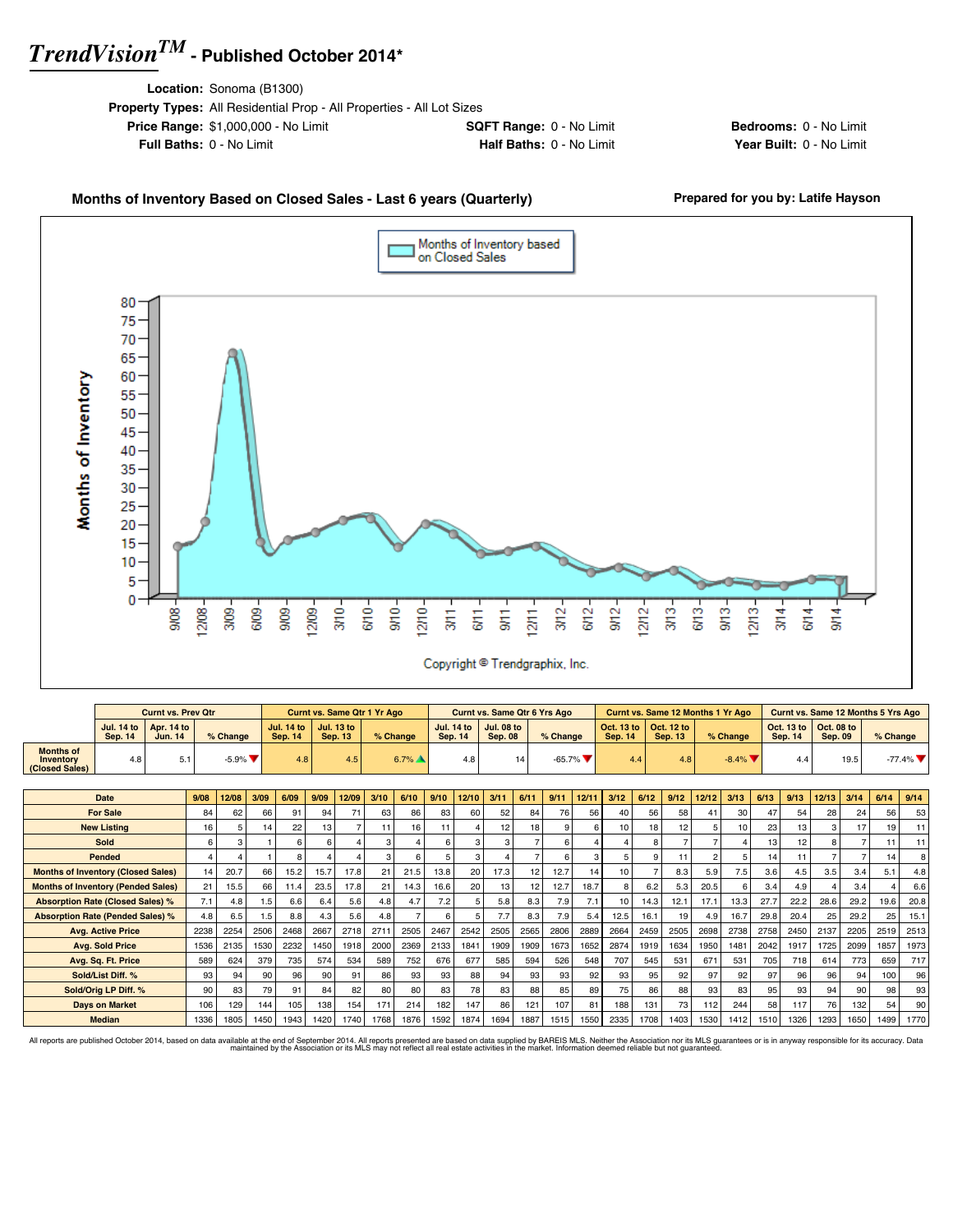# *TrendVision™* - Published October 2014*

**Location:** Sonoma (B1300)
**Property Types:** All Residential Prop - All Properties - All Lot Sizes
**Price Range:** $1,000,000 - No Limit
**SQFT Range:** 0 - No Limit
**Bedrooms:** 0 - No Limit
**Full Baths:** 0 - No Limit
**Half Baths:** 0 - No Limit
**Year Built:** 0 - No Limit

## Months of Inventory Based on Closed Sales - Last 6 years (Quarterly)

**Prepared for you by: Latife Hayson**

Months of Inventory based on Closed Sales

Months of Inventory

80
75
70
65
60
55
50
45
40
35
30
25
20
15
10
5
0

9/08 12/08 3/09 6/09 9/09 12/09 3/10 6/10 9/10 12/10 3/11 6/11 9/11 12/11 3/12 6/12 9/12 12/12 3/13 6/13 9/13 12/13 3/14 6/14 9/14

Copyright © Trendgraphix, Inc.

| | Curnt vs. Prev Qtr | | | Curnt vs. Same Qtr 1 Yr Ago | | | Curnt vs. Same Qtr 6 Yrs Ago | | | Curnt vs. Same 12 Months 1 Yr Ago | | | Curnt vs. Same 12 Months 5 Yrs Ago | | |
|---|---|---|---|---|---|---|---|---|---|---|---|---|---|---|---|
| | Jul. 14 to Sep. 14 | Apr. 14 to Jun. 14 | % Change | Jul. 14 to Sep. 14 | Jul. 13 to Sep. 13 | % Change | Jul. 14 to Sep. 14 | Jul. 08 to Sep. 08 | % Change | Oct. 13 to Sep. 14 | Oct. 12 to Sep. 13 | % Change | Oct. 13 to Sep. 14 | Oct. 08 to Sep. 09 | % Change |
| Months of Inventory (Closed Sales) | 4.8 | 5.1 | -5.9% ▼ | 4.8 | 4.5 | 6.7% ▲ | 4.8 | 14 | -65.7% ▼ | 4.4 | 4.8 | -8.4% ▼ | 4.4 | 19.5 | -77.4% ▼ |

| Date | 9/08 | 12/08 | 3/09 | 6/09 | 9/09 | 12/09 | 3/10 | 6/10 | 9/10 | 12/10 | 3/11 | 6/11 | 9/11 | 12/11 | 3/12 | 6/12 | 9/12 | 12/12 | 3/13 | 6/13 | 9/13 | 12/13 | 3/14 | 6/14 | 9/14 |
|---|---|---|---|---|---|---|---|---|---|---|---|---|---|---|---|---|---|---|---|---|---|---|---|---|---|
| For Sale | 84 | 62 | 66 | 91 | 94 | 71 | 63 | 86 | 83 | 60 | 52 | 84 | 76 | 56 | 40 | 56 | 58 | 41 | 30 | 47 | 54 | 28 | 24 | 56 | 53 |
| New Listing | 16 | 5 | 14 | 22 | 13 | 7 | 11 | 16 | 11 | 4 | 12 | 18 | 9 | 6 | 10 | 18 | 12 | 5 | 10 | 23 | 13 | 3 | 17 | 19 | 11 |
| Sold | 6 | 3 | 1 | 6 | 6 | 4 | 3 | 4 | 6 | 3 | 3 | 7 | 6 | 4 | 4 | 8 | 7 | 7 | 4 | 13 | 12 | 8 | 7 | 11 | 11 |
| Pended | 4 | 4 | 1 | 8 | 4 | 4 | 3 | 6 | 5 | 3 | 4 | 7 | 6 | 3 | 5 | 9 | 11 | 2 | 5 | 14 | 11 | 7 | 7 | 14 | 8 |
| Months of Inventory (Closed Sales) | 14 | 20.7 | 66 | 15.2 | 15.7 | 17.8 | 21 | 21.5 | 13.8 | 20 | 17.3 | 12 | 12.7 | 14 | 10 | 7 | 8.3 | 5.9 | 7.5 | 3.6 | 4.5 | 3.5 | 3.4 | 5.1 | 4.8 |
| Months of Inventory (Pended Sales) | 21 | 15.5 | 66 | 11.4 | 23.5 | 17.8 | 21 | 14.3 | 16.6 | 20 | 13 | 12 | 12.7 | 18.7 | 8 | 6.2 | 5.3 | 20.5 | 6 | 3.4 | 4.9 | 4 | 3.4 | 4 | 6.6 |
| Absorption Rate (Closed Sales) % | 7.1 | 4.8 | 1.5 | 6.6 | 6.4 | 5.6 | 4.8 | 4.7 | 7.2 | 5 | 5.8 | 8.3 | 7.9 | 7.1 | 10 | 14.3 | 12.1 | 17.1 | 13.3 | 27.7 | 22.2 | 28.6 | 29.2 | 19.6 | 20.8 |
| Absorption Rate (Pended Sales) % | 4.8 | 6.5 | 1.5 | 8.8 | 4.3 | 5.6 | 4.8 | 7 | 6 | 5 | 7.7 | 8.3 | 7.9 | 5.4 | 12.5 | 16.1 | 19 | 4.9 | 16.7 | 29.8 | 20.4 | 25 | 29.2 | 25 | 15.1 |
| Avg. Active Price | 2238 | 2254 | 2506 | 2468 | 2667 | 2718 | 2711 | 2505 | 2467 | 2542 | 2505 | 2565 | 2806 | 2889 | 2664 | 2459 | 2505 | 2698 | 2738 | 2758 | 2450 | 2137 | 2205 | 2519 | 2513 |
| Avg. Sold Price | 1536 | 2135 | 1530 | 2232 | 1450 | 1918 | 2000 | 2369 | 2133 | 1841 | 1909 | 1909 | 1673 | 1652 | 2874 | 1919 | 1634 | 1950 | 1481 | 2042 | 1917 | 1725 | 2099 | 1857 | 1973 |
| Avg. Sq. Ft. Price | 589 | 624 | 379 | 735 | 574 | 534 | 589 | 752 | 676 | 677 | 585 | 594 | 526 | 548 | 707 | 545 | 531 | 671 | 531 | 705 | 718 | 614 | 773 | 659 | 717 |
| Sold/List Diff. % | 93 | 94 | 90 | 96 | 90 | 91 | 86 | 93 | 93 | 88 | 94 | 93 | 93 | 92 | 93 | 95 | 92 | 97 | 92 | 97 | 96 | 96 | 94 | 100 | 96 |
| Sold/Orig LP Diff. % | 90 | 83 | 79 | 91 | 84 | 82 | 80 | 80 | 83 | 78 | 83 | 88 | 85 | 89 | 75 | 86 | 88 | 93 | 83 | 95 | 93 | 94 | 90 | 98 | 93 |
| Days on Market | 106 | 129 | 144 | 105 | 138 | 154 | 171 | 214 | 182 | 147 | 86 | 121 | 107 | 81 | 188 | 131 | 73 | 112 | 244 | 58 | 117 | 76 | 132 | 54 | 90 |
| Median | 1336 | 1805 | 1450 | 1943 | 1420 | 1740 | 1768 | 1876 | 1592 | 1874 | 1694 | 1887 | 1515 | 1550 | 2335 | 1708 | 1403 | 1530 | 1412 | 1510 | 1326 | 1293 | 1650 | 1499 | 1770 |

All reports are published October 2014, based on data available at the end of September 2014. All reports presented are based on data supplied by BAREIS MLS. Neither the Association nor its MLS guarantees or is in anyway responsible for its accuracy. Data maintained by the Association or its MLS may not reflect all real estate activities in the market. Information deemed reliable but not guaranteed.